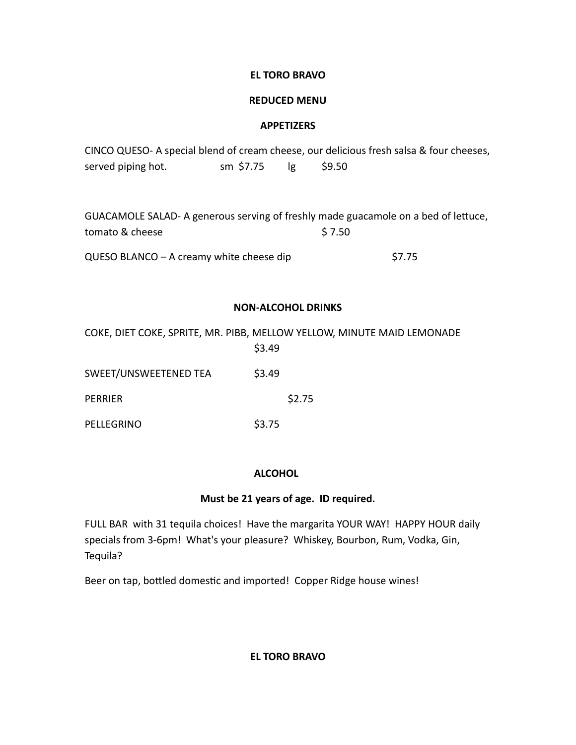# EL TORO BRAVO

## REDUCED MENU

### APPETIZERS

CINCO QUESO- A special blend of cream cheese, our delicious fresh salsa & four cheeses, served piping hot. sm $7.75 lg $9.50

GUACAMOLE SALAD- A generous serving of freshly made guacamole on a bed of lettuce, tomato & cheese $ 7.50

QUESO BLANCO – A creamy white cheese dip $7.75

### NON-ALCOHOL DRINKS

COKE, DIET COKE, SPRITE, MR. PIBB, MELLOW YELLOW, MINUTE MAID LEMONADE $3.49

SWEET/UNSWEETENED TEA $3.49

PERRIER $2.75

PELLEGRINO $3.75

### ALCOHOL

**Must be 21 years of age. ID required.**

FULL BAR with 31 tequila choices! Have the margarita YOUR WAY! HAPPY HOUR daily specials from 3-6pm! What's your pleasure? Whiskey, Bourbon, Rum, Vodka, Gin, Tequila?

Beer on tap, bottled domestic and imported! Copper Ridge house wines!

**EL TORO BRAVO**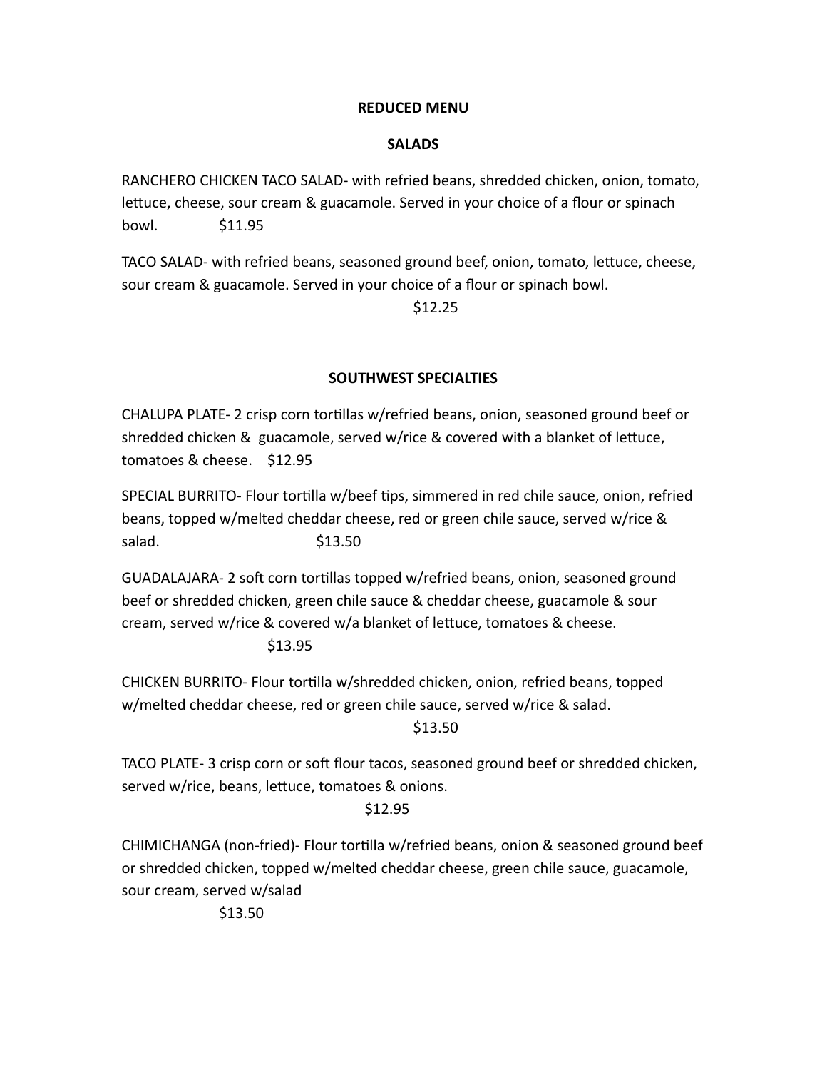# REDUCED MENU

## SALADS

RANCHERO CHICKEN TACO SALAD- with refried beans, shredded chicken, onion, tomato, lettuce, cheese, sour cream & guacamole. Served in your choice of a flour or spinach bowl. $11.95

TACO SALAD- with refried beans, seasoned ground beef, onion, tomato, lettuce, cheese, sour cream & guacamole. Served in your choice of a flour or spinach bowl.
$12.25

## SOUTHWEST SPECIALTIES

CHALUPA PLATE- 2 crisp corn tortillas w/refried beans, onion, seasoned ground beef or shredded chicken & guacamole, served w/rice & covered with a blanket of lettuce, tomatoes & cheese. $12.95

SPECIAL BURRITO- Flour tortilla w/beef tips, simmered in red chile sauce, onion, refried beans, topped w/melted cheddar cheese, red or green chile sauce, served w/rice & salad. $13.50

GUADALAJARA- 2 soft corn tortillas topped w/refried beans, onion, seasoned ground beef or shredded chicken, green chile sauce & cheddar cheese, guacamole & sour cream, served w/rice & covered w/a blanket of lettuce, tomatoes & cheese.
$13.95

CHICKEN BURRITO- Flour tortilla w/shredded chicken, onion, refried beans, topped w/melted cheddar cheese, red or green chile sauce, served w/rice & salad.
$13.50

TACO PLATE- 3 crisp corn or soft flour tacos, seasoned ground beef or shredded chicken, served w/rice, beans, lettuce, tomatoes & onions.
$12.95

CHIMICHANGA (non-fried)- Flour tortilla w/refried beans, onion & seasoned ground beef or shredded chicken, topped w/melted cheddar cheese, green chile sauce, guacamole, sour cream, served w/salad
$13.50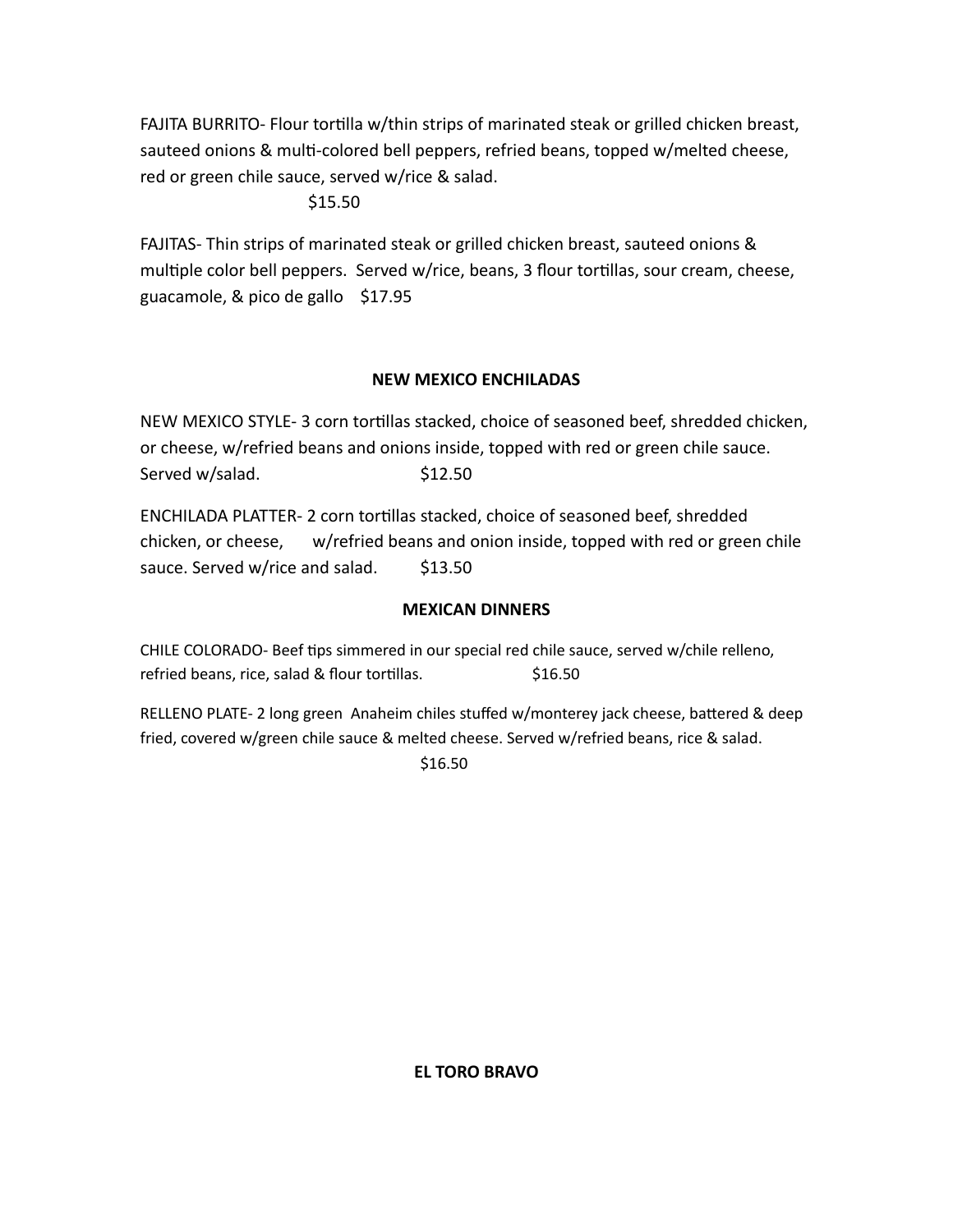FAJITA BURRITO- Flour tortilla w/thin strips of marinated steak or grilled chicken breast, sauteed onions & multi-colored bell peppers, refried beans, topped w/melted cheese, red or green chile sauce, served w/rice & salad. $15.50

FAJITAS- Thin strips of marinated steak or grilled chicken breast, sauteed onions & multiple color bell peppers. Served w/rice, beans, 3 flour tortillas, sour cream, cheese, guacamole, & pico de gallo $17.95

## NEW MEXICO ENCHILADAS

NEW MEXICO STYLE- 3 corn tortillas stacked, choice of seasoned beef, shredded chicken, or cheese, w/refried beans and onions inside, topped with red or green chile sauce. Served w/salad. $12.50

ENCHILADA PLATTER- 2 corn tortillas stacked, choice of seasoned beef, shredded chicken, or cheese, w/refried beans and onion inside, topped with red or green chile sauce. Served w/rice and salad. $13.50

## MEXICAN DINNERS

CHILE COLORADO- Beef tips simmered in our special red chile sauce, served w/chile relleno, refried beans, rice, salad & flour tortillas. $16.50

RELLENO PLATE- 2 long green Anaheim chiles stuffed w/monterey jack cheese, battered & deep fried, covered w/green chile sauce & melted cheese. Served w/refried beans, rice & salad. $16.50

**EL TORO BRAVO**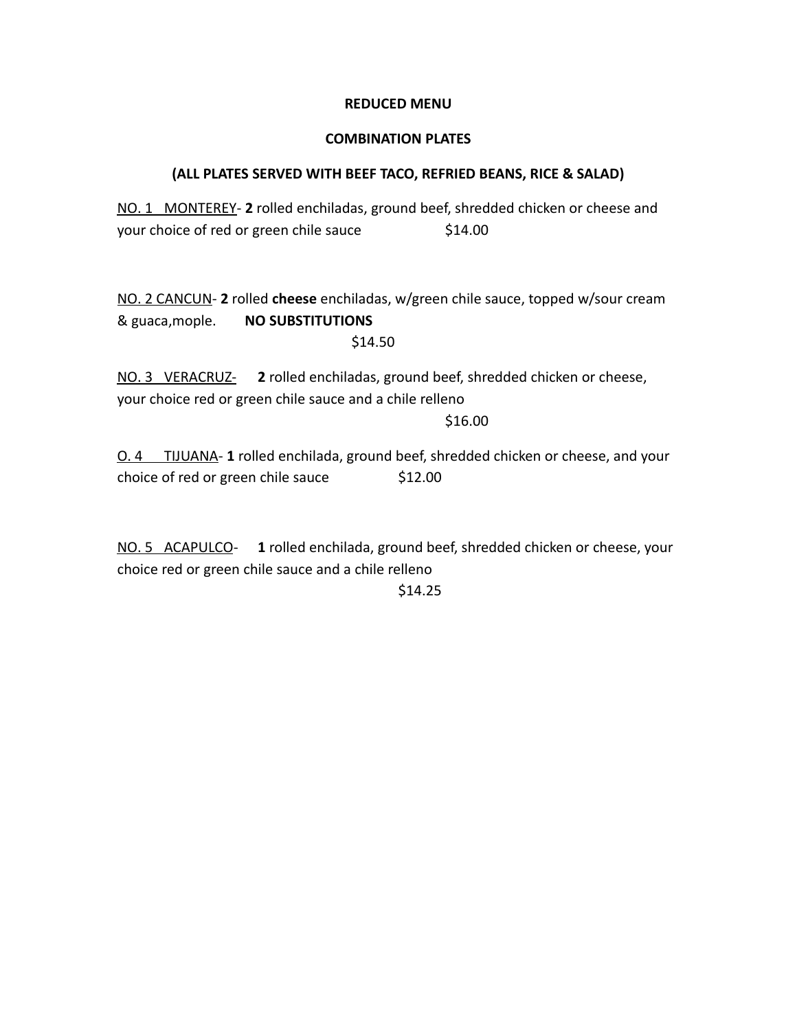**REDUCED MENU**

**COMBINATION PLATES**

**(ALL PLATES SERVED WITH BEEF TACO, REFRIED BEANS, RICE & SALAD)**

NO. 1 MONTEREY- **2** rolled enchiladas, ground beef, shredded chicken or cheese and your choice of red or green chile sauce $14.00

NO. 2 CANCUN- **2** rolled **cheese** enchiladas, w/green chile sauce, topped w/sour cream & guaca,mople. **NO SUBSTITUTIONS**
$14.50

NO. 3 VERACRUZ- **2** rolled enchiladas, ground beef, shredded chicken or cheese, your choice red or green chile sauce and a chile relleno
$16.00

O. 4 TIJUANA- **1** rolled enchilada, ground beef, shredded chicken or cheese, and your choice of red or green chile sauce $12.00

NO. 5 ACAPULCO- **1** rolled enchilada, ground beef, shredded chicken or cheese, your choice red or green chile sauce and a chile relleno
$14.25